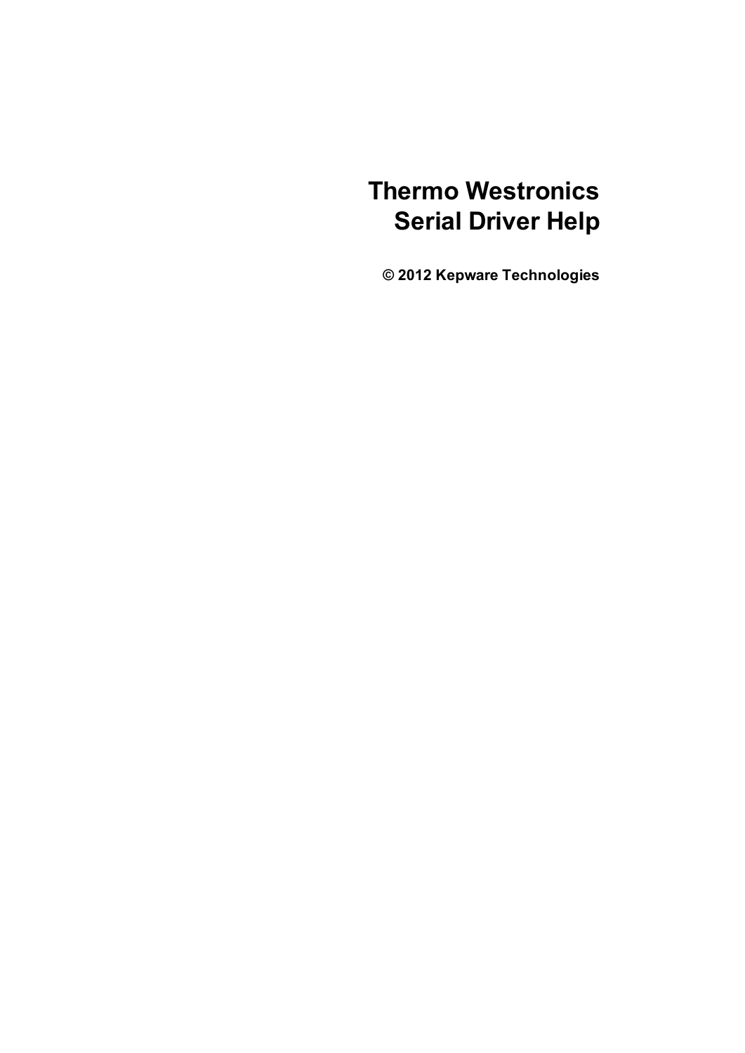# Thermo Westronics Serial Driver Help

**© 2012 Kepware Technologies**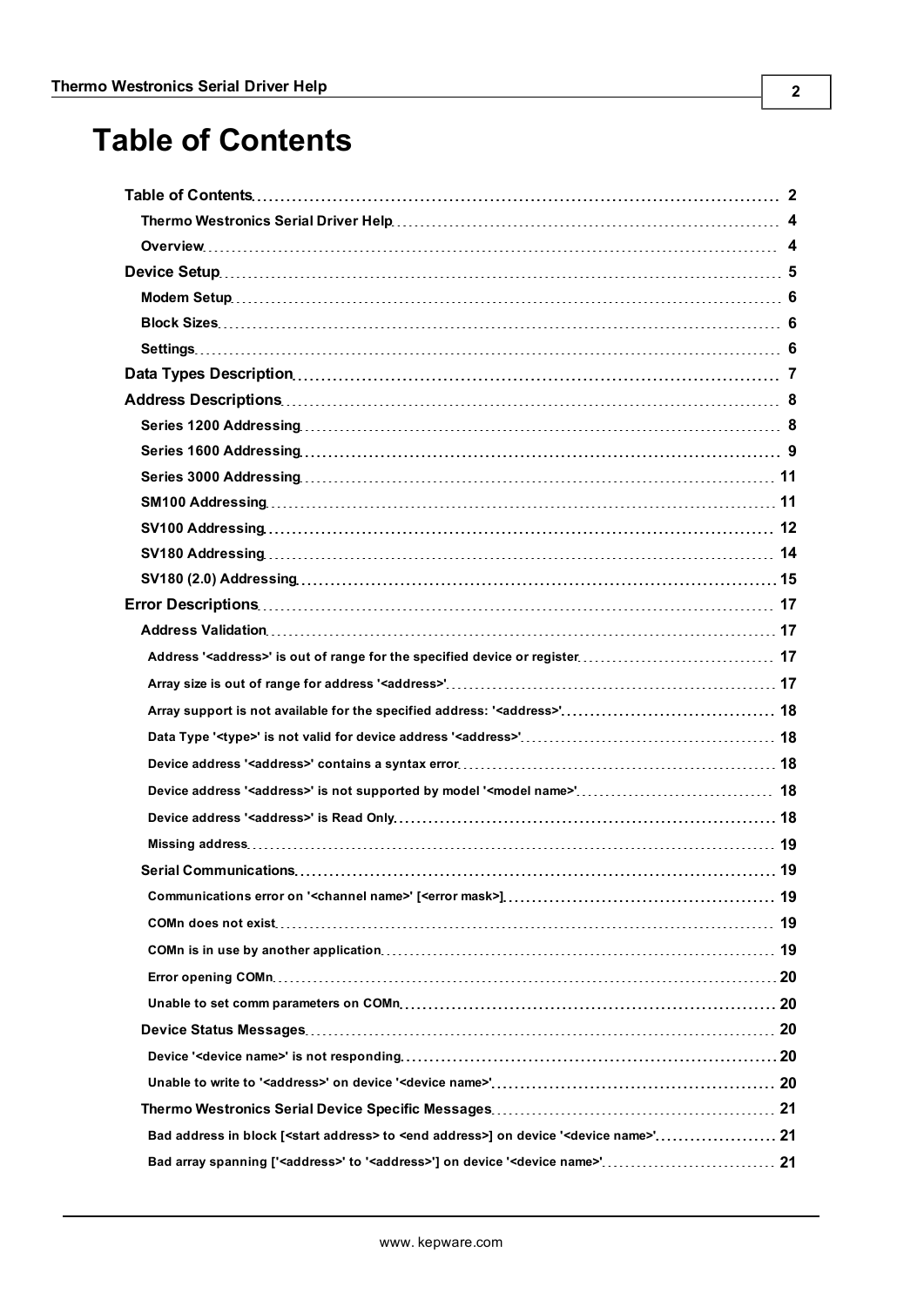# Table of Contents

- **Table of Contents** ... 2
  - **Thermo Westronics Serial Driver Help** ... 4
  - **Overview** ... 4
- **Device Setup** ... 5
  - **Modem Setup** ... 6
  - **Block Sizes** ... 6
  - **Settings** ... 6
- **Data Types Description** ... 7
- **Address Descriptions** ... 8
  - **Series 1200 Addressing** ... 8
  - **Series 1600 Addressing** ... 9
  - **Series 3000 Addressing** ... 11
  - **SM100 Addressing** ... 11
  - **SV100 Addressing** ... 12
  - **SV180 Addressing** ... 14
  - **SV180 (2.0) Addressing** ... 15
- **Error Descriptions** ... 17
  - **Address Validation** ... 17
    - Address '<address>' is out of range for the specified device or register ... 17
    - Array size is out of range for address '<address>' ... 17
    - Array support is not available for the specified address: '<address>' ... 18
    - Data Type '<type>' is not valid for device address '<address>' ... 18
    - Device address '<address>' contains a syntax error ... 18
    - Device address '<address>' is not supported by model '<model name>' ... 18
    - Device address '<address>' is Read Only ... 18
    - Missing address ... 19
  - **Serial Communications** ... 19
    - Communications error on '<channel name>' [<error mask>] ... 19
    - COMn does not exist ... 19
    - COMn is in use by another application ... 19
    - Error opening COMn ... 20
    - Unable to set comm parameters on COMn ... 20
  - **Device Status Messages** ... 20
    - Device '<device name>' is not responding ... 20
    - Unable to write to '<address>' on device '<device name>' ... 20
  - **Thermo Westronics Serial Device Specific Messages** ... 21
    - Bad address in block [<start address> to <end address>] on device '<device name>' ... 21
    - Bad array spanning ['<address>' to '<address>'] on device '<device name>' ... 21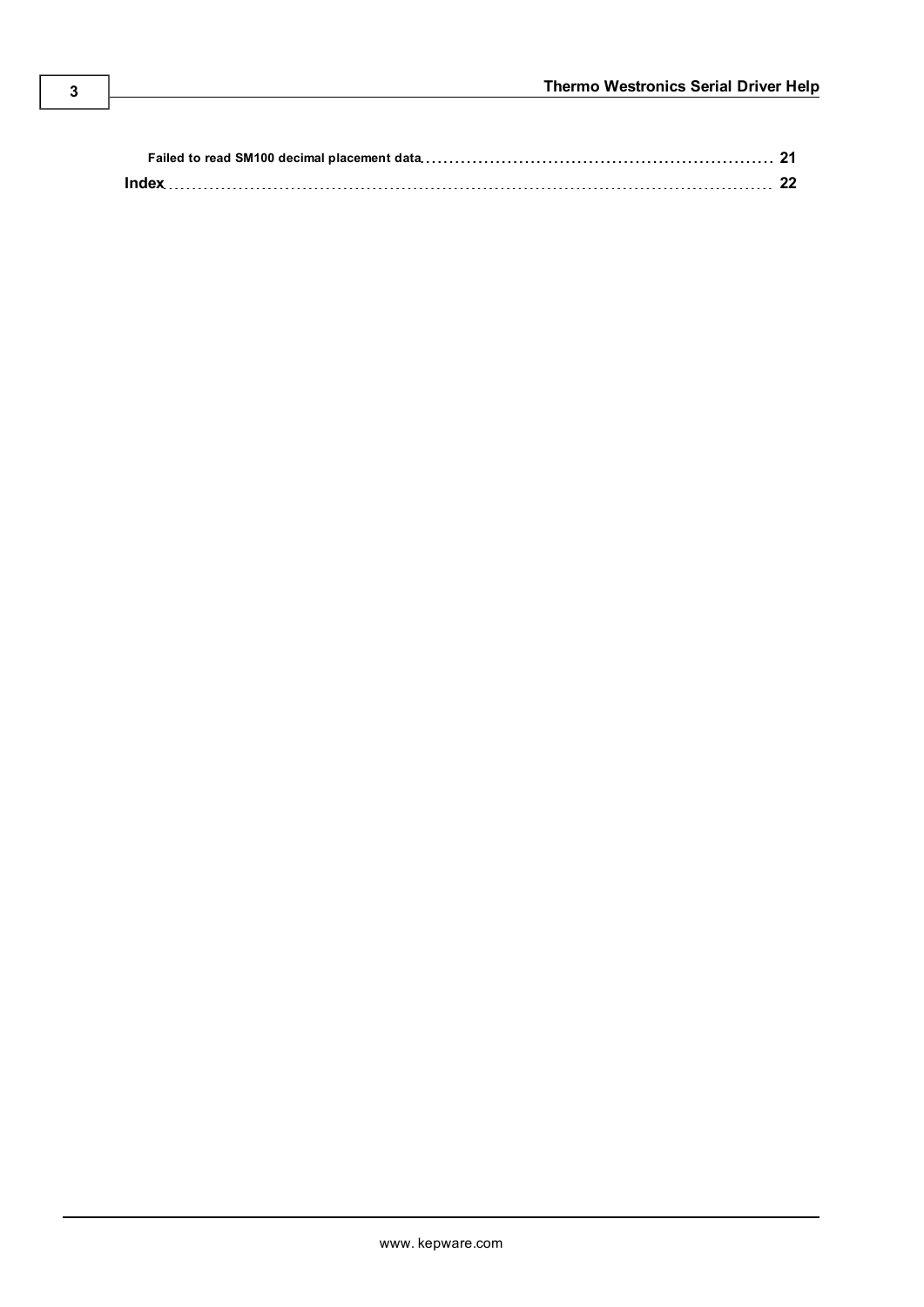Failed to read SM100 decimal placement data ........ 21

**Index** ........ 22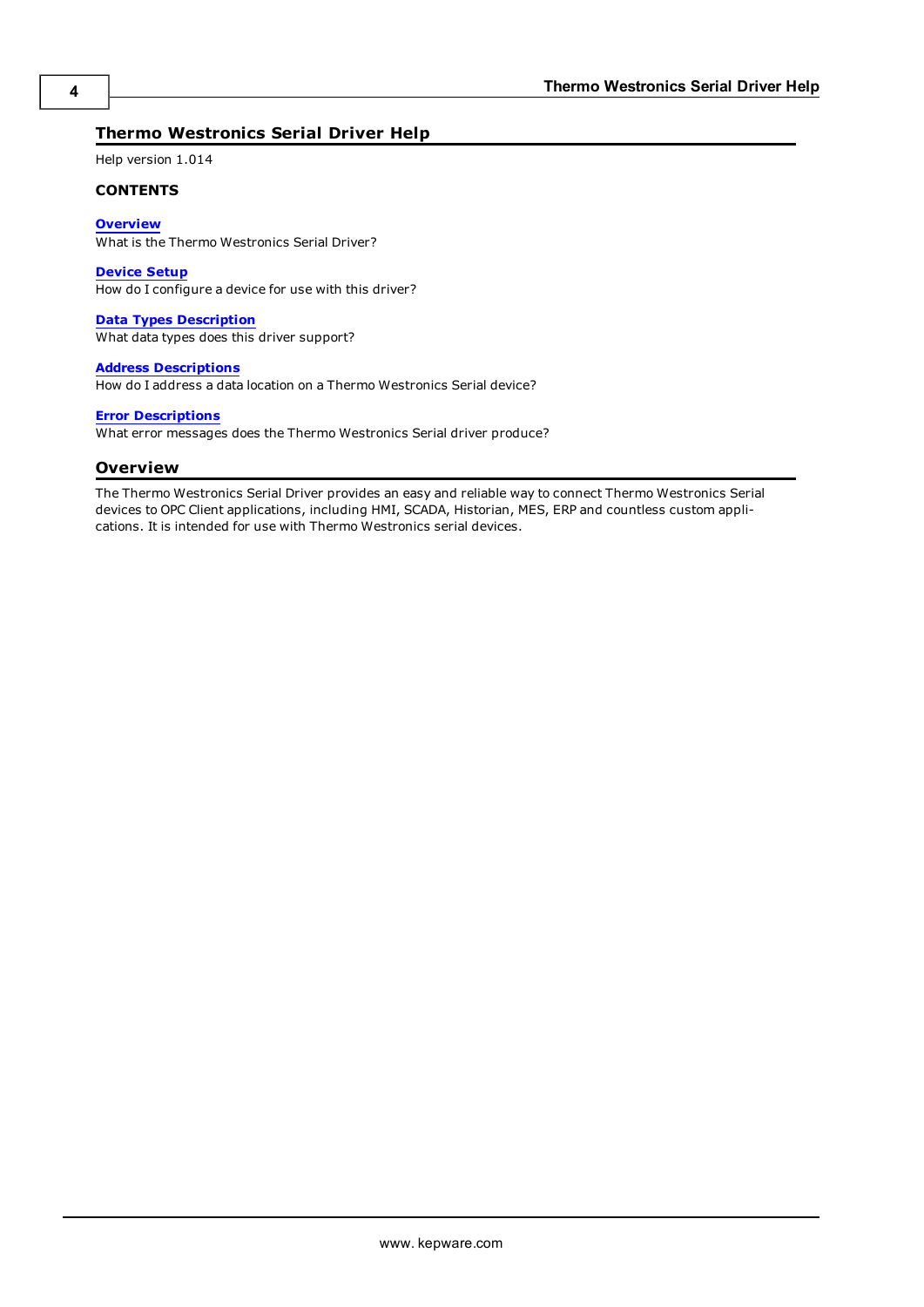# Thermo Westronics Serial Driver Help

Help version 1.014

**CONTENTS**

**Overview**
What is the Thermo Westronics Serial Driver?

**Device Setup**
How do I configure a device for use with this driver?

**Data Types Description**
What data types does this driver support?

**Address Descriptions**
How do I address a data location on a Thermo Westronics Serial device?

**Error Descriptions**
What error messages does the Thermo Westronics Serial driver produce?

## Overview

The Thermo Westronics Serial Driver provides an easy and reliable way to connect Thermo Westronics Serial devices to OPC Client applications, including HMI, SCADA, Historian, MES, ERP and countless custom applications. It is intended for use with Thermo Westronics serial devices.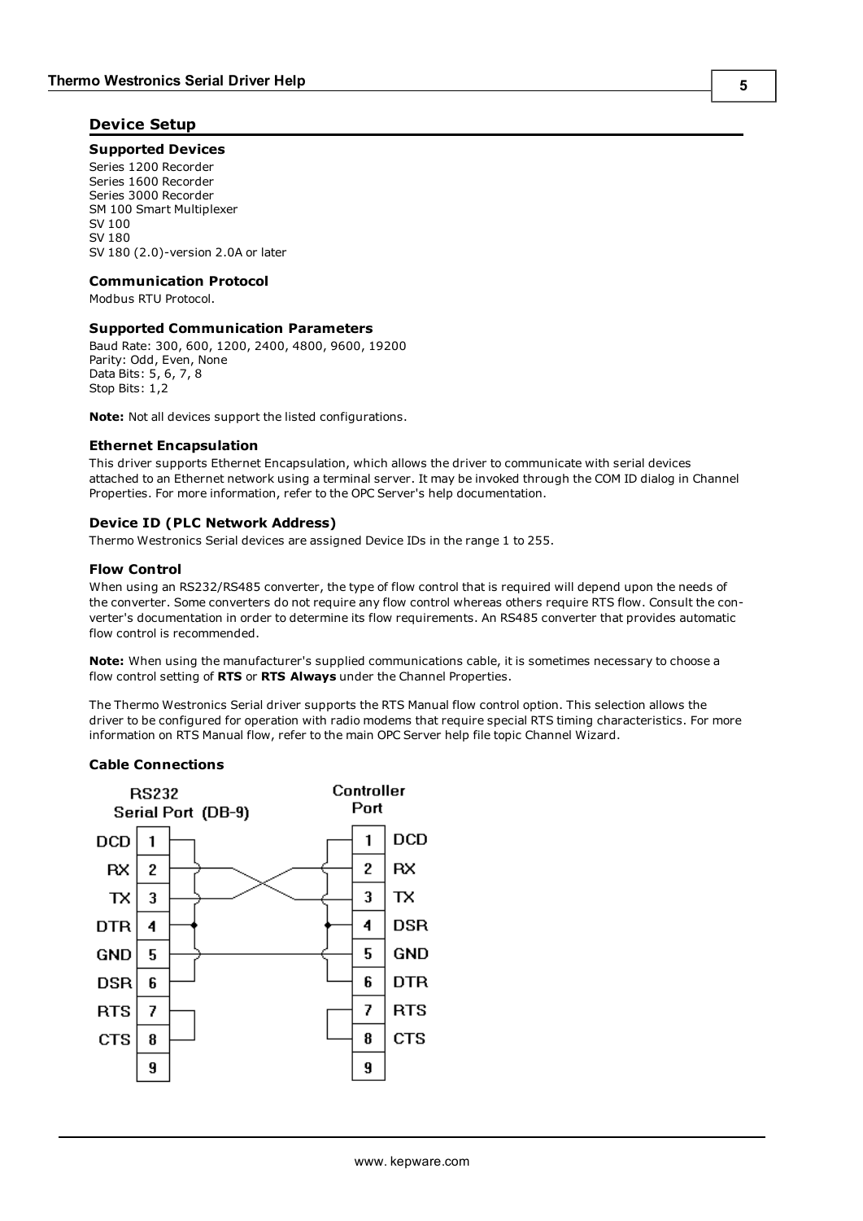## Device Setup

### Supported Devices

Series 1200 Recorder
Series 1600 Recorder
Series 3000 Recorder
SM 100 Smart Multiplexer
SV 100
SV 180
SV 180 (2.0)-version 2.0A or later

### Communication Protocol

Modbus RTU Protocol.

### Supported Communication Parameters

Baud Rate: 300, 600, 1200, 2400, 4800, 9600, 19200
Parity: Odd, Even, None
Data Bits: 5, 6, 7, 8
Stop Bits: 1,2

**Note:** Not all devices support the listed configurations.

### Ethernet Encapsulation

This driver supports Ethernet Encapsulation, which allows the driver to communicate with serial devices attached to an Ethernet network using a terminal server. It may be invoked through the COM ID dialog in Channel Properties. For more information, refer to the OPC Server's help documentation.

### Device ID (PLC Network Address)

Thermo Westronics Serial devices are assigned Device IDs in the range 1 to 255.

### Flow Control

When using an RS232/RS485 converter, the type of flow control that is required will depend upon the needs of the converter. Some converters do not require any flow control whereas others require RTS flow. Consult the converter's documentation in order to determine its flow requirements. An RS485 converter that provides automatic flow control is recommended.

**Note:** When using the manufacturer's supplied communications cable, it is sometimes necessary to choose a flow control setting of **RTS** or **RTS Always** under the Channel Properties.

The Thermo Westronics Serial driver supports the RTS Manual flow control option. This selection allows the driver to be configured for operation with radio modems that require special RTS timing characteristics. For more information on RTS Manual flow, refer to the main OPC Server help file topic Channel Wizard.

### Cable Connections

| RS232 Serial Port (DB-9) | | Controller Port | |
|---|---|---|---|
| DCD | 1 | 1 | DCD |
| RX | 2 | 2 | RX |
| TX | 3 | 3 | TX |
| DTR | 4 | 4 | DSR |
| GND | 5 | 5 | GND |
| DSR | 6 | 6 | DTR |
| RTS | 7 | 7 | RTS |
| CTS | 8 | 8 | CTS |
| | 9 | 9 | |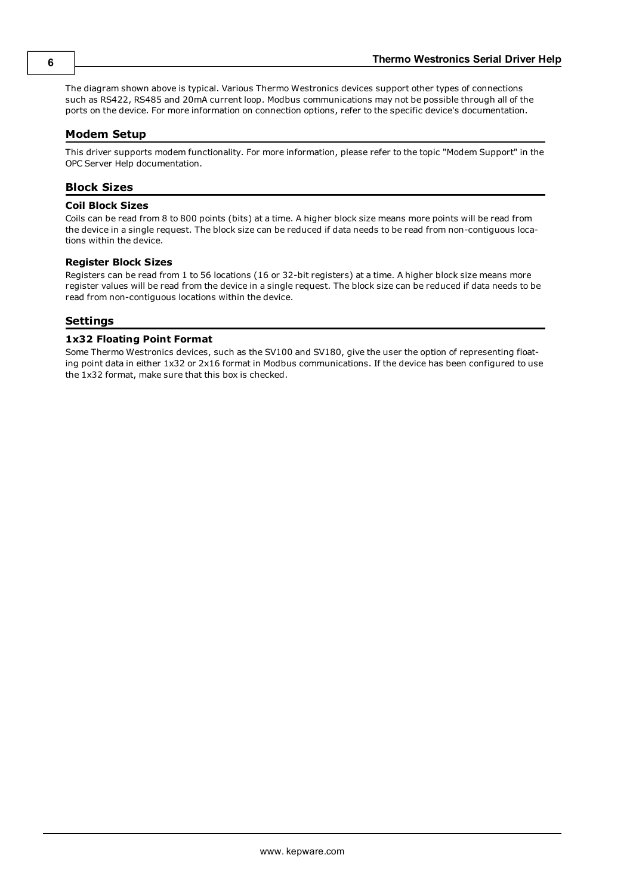The diagram shown above is typical. Various Thermo Westronics devices support other types of connections such as RS422, RS485 and 20mA current loop. Modbus communications may not be possible through all of the ports on the device. For more information on connection options, refer to the specific device's documentation.

## Modem Setup

This driver supports modem functionality. For more information, please refer to the topic "Modem Support" in the OPC Server Help documentation.

## Block Sizes

### Coil Block Sizes

Coils can be read from 8 to 800 points (bits) at a time. A higher block size means more points will be read from the device in a single request. The block size can be reduced if data needs to be read from non-contiguous locations within the device.

### Register Block Sizes

Registers can be read from 1 to 56 locations (16 or 32-bit registers) at a time. A higher block size means more register values will be read from the device in a single request. The block size can be reduced if data needs to be read from non-contiguous locations within the device.

## Settings

### 1x32 Floating Point Format

Some Thermo Westronics devices, such as the SV100 and SV180, give the user the option of representing floating point data in either 1x32 or 2x16 format in Modbus communications. If the device has been configured to use the 1x32 format, make sure that this box is checked.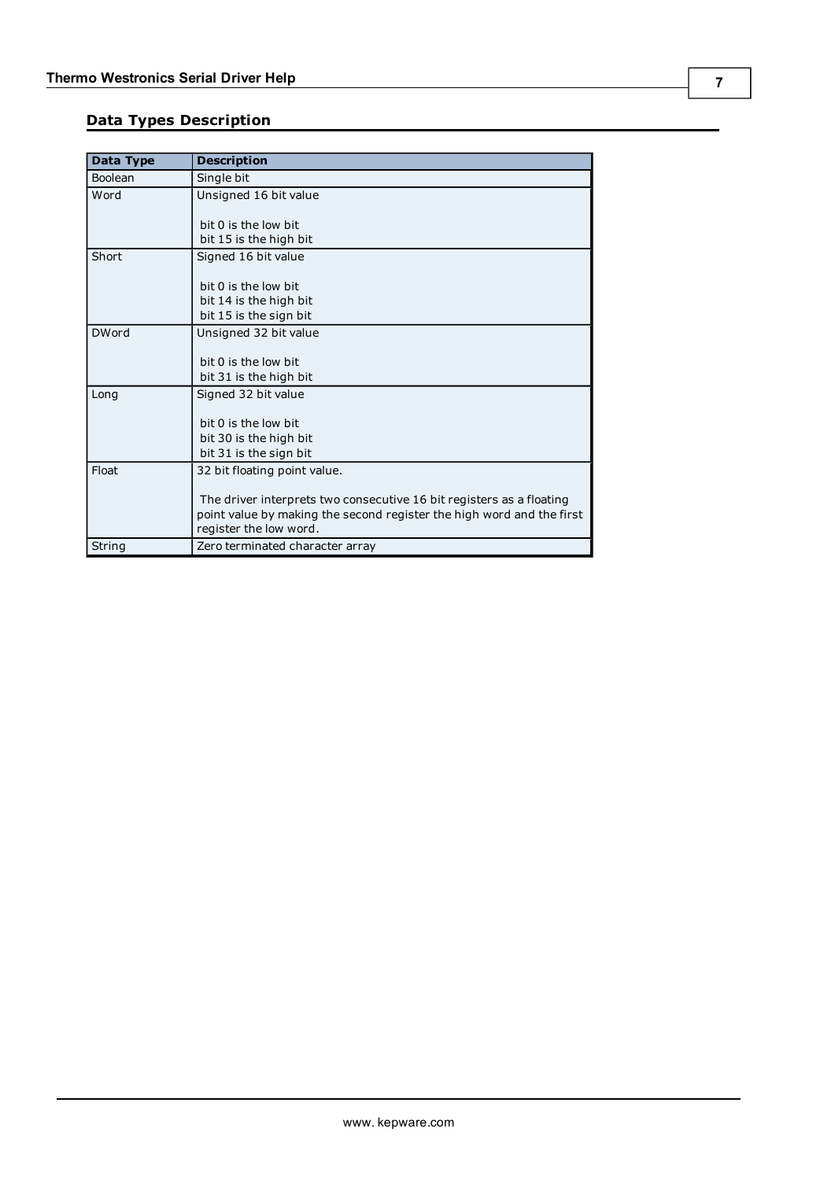## Data Types Description

| Data Type | Description |
| --- | --- |
| Boolean | Single bit |
| Word | Unsigned 16 bit value<br><br>bit 0 is the low bit<br>bit 15 is the high bit |
| Short | Signed 16 bit value<br><br>bit 0 is the low bit<br>bit 14 is the high bit<br>bit 15 is the sign bit |
| DWord | Unsigned 32 bit value<br><br>bit 0 is the low bit<br>bit 31 is the high bit |
| Long | Signed 32 bit value<br><br>bit 0 is the low bit<br>bit 30 is the high bit<br>bit 31 is the sign bit |
| Float | 32 bit floating point value.<br><br>The driver interprets two consecutive 16 bit registers as a floating point value by making the second register the high word and the first register the low word. |
| String | Zero terminated character array |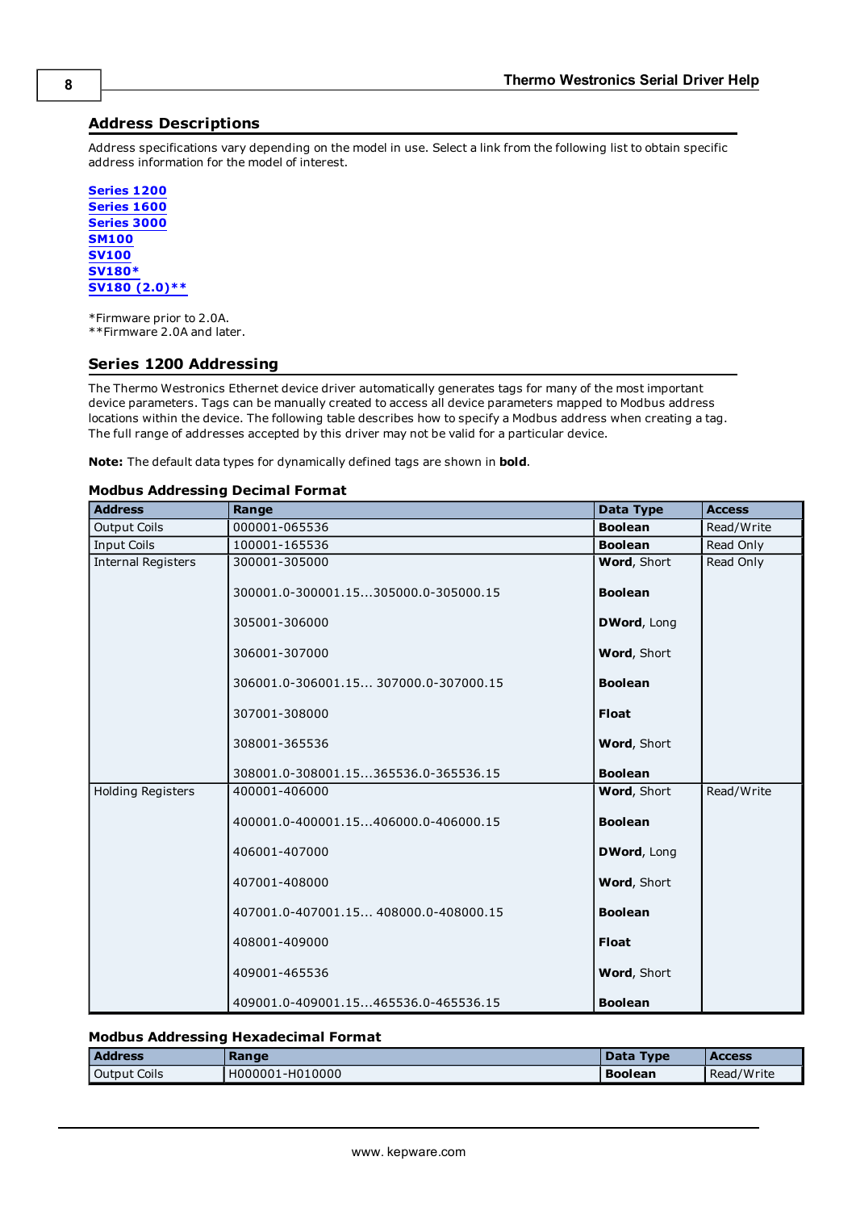## Address Descriptions

Address specifications vary depending on the model in use. Select a link from the following list to obtain specific address information for the model of interest.

**Series 1200**
**Series 1600**
**Series 3000**
**SM100**
**SV100**
**SV180***
**SV180 (2.0)****

*Firmware prior to 2.0A.
**Firmware 2.0A and later.

## Series 1200 Addressing

The Thermo Westronics Ethernet device driver automatically generates tags for many of the most important device parameters. Tags can be manually created to access all device parameters mapped to Modbus address locations within the device. The following table describes how to specify a Modbus address when creating a tag. The full range of addresses accepted by this driver may not be valid for a particular device.

**Note:** The default data types for dynamically defined tags are shown in **bold**.

### Modbus Addressing Decimal Format

| Address | Range | Data Type | Access |
|---|---|---|---|
| Output Coils | 000001-065536 | **Boolean** | Read/Write |
| Input Coils | 100001-165536 | **Boolean** | Read Only |
| Internal Registers | 300001-305000 | **Word**, Short | Read Only |
| | 300001.0-300001.15...305000.0-305000.15 | **Boolean** | |
| | 305001-306000 | **DWord**, Long | |
| | 306001-307000 | **Word**, Short | |
| | 306001.0-306001.15... 307000.0-307000.15 | **Boolean** | |
| | 307001-308000 | **Float** | |
| | 308001-365536 | **Word**, Short | |
| | 308001.0-308001.15...365536.0-365536.15 | **Boolean** | |
| Holding Registers | 400001-406000 | **Word**, Short | Read/Write |
| | 400001.0-400001.15...406000.0-406000.15 | **Boolean** | |
| | 406001-407000 | **DWord**, Long | |
| | 407001-408000 | **Word**, Short | |
| | 407001.0-407001.15... 408000.0-408000.15 | **Boolean** | |
| | 408001-409000 | **Float** | |
| | 409001-465536 | **Word**, Short | |
| | 409001.0-409001.15...465536.0-465536.15 | **Boolean** | |

### Modbus Addressing Hexadecimal Format

| Address | Range | Data Type | Access |
|---|---|---|---|
| Output Coils | H000001-H010000 | **Boolean** | Read/Write |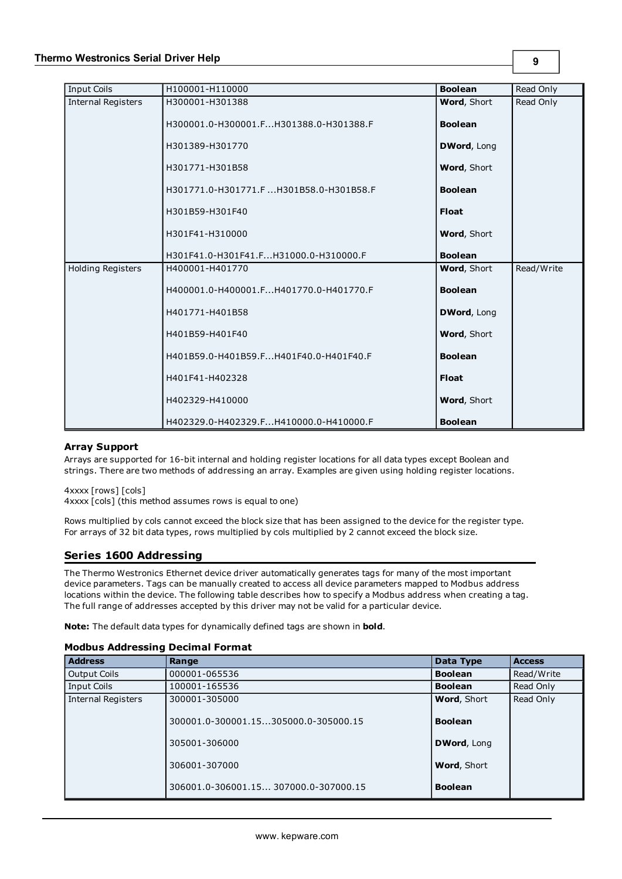| Input Coils | H100001-H110000 | **Boolean** | Read Only |
|---|---|---|---|
| Internal Registers | H300001-H301388 | **Word**, Short | Read Only |
| | H300001.0-H300001.F...H301388.0-H301388.F | **Boolean** | |
| | H301389-H301770 | **DWord**, Long | |
| | H301771-H301B58 | **Word**, Short | |
| | H301771.0-H301771.F ...H301B58.0-H301B58.F | **Boolean** | |
| | H301B59-H301F40 | **Float** | |
| | H301F41-H310000 | **Word**, Short | |
| | H301F41.0-H301F41.F...H31000.0-H310000.F | **Boolean** | |
| Holding Registers | H400001-H401770 | **Word**, Short | Read/Write |
| | H400001.0-H400001.F...H401770.0-H401770.F | **Boolean** | |
| | H401771-H401B58 | **DWord**, Long | |
| | H401B59-H401F40 | **Word**, Short | |
| | H401B59.0-H401B59.F...H401F40.0-H401F40.F | **Boolean** | |
| | H401F41-H402328 | **Float** | |
| | H402329-H410000 | **Word**, Short | |
| | H402329.0-H402329.F...H410000.0-H410000.F | **Boolean** | |

#### Array Support

Arrays are supported for 16-bit internal and holding register locations for all data types except Boolean and strings. There are two methods of addressing an array. Examples are given using holding register locations.

4xxxx [rows] [cols]
4xxxx [cols] (this method assumes rows is equal to one)

Rows multiplied by cols cannot exceed the block size that has been assigned to the device for the register type. For arrays of 32 bit data types, rows multiplied by cols multiplied by 2 cannot exceed the block size.

## Series 1600 Addressing

The Thermo Westronics Ethernet device driver automatically generates tags for many of the most important device parameters. Tags can be manually created to access all device parameters mapped to Modbus address locations within the device. The following table describes how to specify a Modbus address when creating a tag. The full range of addresses accepted by this driver may not be valid for a particular device.

**Note:** The default data types for dynamically defined tags are shown in **bold**.

#### Modbus Addressing Decimal Format

| Address | Range | Data Type | Access |
|---|---|---|---|
| Output Coils | 000001-065536 | **Boolean** | Read/Write |
| Input Coils | 100001-165536 | **Boolean** | Read Only |
| Internal Registers | 300001-305000 | **Word**, Short | Read Only |
| | 300001.0-300001.15...305000.0-305000.15 | **Boolean** | |
| | 305001-306000 | **DWord**, Long | |
| | 306001-307000 | **Word**, Short | |
| | 306001.0-306001.15... 307000.0-307000.15 | **Boolean** | |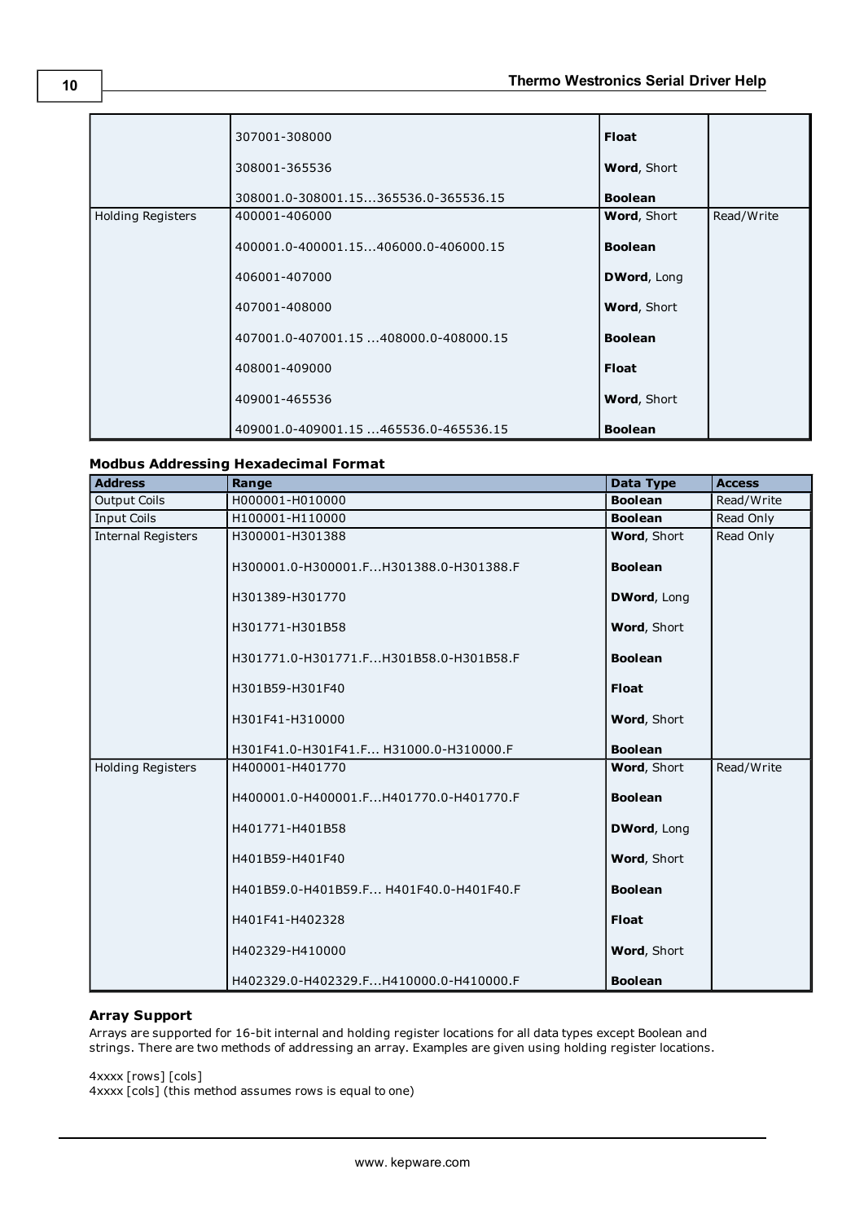| | | | |
|---|---|---|---|
| | 307001-308000 | **Float** | |
| | 308001-365536 | **Word**, Short | |
| | 308001.0-308001.15...365536.0-365536.15 | **Boolean** | |
| Holding Registers | 400001-406000 | **Word**, Short | Read/Write |
| | 400001.0-400001.15...406000.0-406000.15 | **Boolean** | |
| | 406001-407000 | **DWord**, Long | |
| | 407001-408000 | **Word**, Short | |
| | 407001.0-407001.15 ...408000.0-408000.15 | **Boolean** | |
| | 408001-409000 | **Float** | |
| | 409001-465536 | **Word**, Short | |
| | 409001.0-409001.15 ...465536.0-465536.15 | **Boolean** | |

### Modbus Addressing Hexadecimal Format

| Address | Range | Data Type | Access |
|---|---|---|---|
| Output Coils | H000001-H010000 | **Boolean** | Read/Write |
| Input Coils | H100001-H110000 | **Boolean** | Read Only |
| Internal Registers | H300001-H301388 | **Word**, Short | Read Only |
| | H300001.0-H300001.F...H301388.0-H301388.F | **Boolean** | |
| | H301389-H301770 | **DWord**, Long | |
| | H301771-H301B58 | **Word**, Short | |
| | H301771.0-H301771.F...H301B58.0-H301B58.F | **Boolean** | |
| | H301B59-H301F40 | **Float** | |
| | H301F41-H310000 | **Word**, Short | |
| | H301F41.0-H301F41.F... H31000.0-H310000.F | **Boolean** | |
| Holding Registers | H400001-H401770 | **Word**, Short | Read/Write |
| | H400001.0-H400001.F...H401770.0-H401770.F | **Boolean** | |
| | H401771-H401B58 | **DWord**, Long | |
| | H401B59-H401F40 | **Word**, Short | |
| | H401B59.0-H401B59.F... H401F40.0-H401F40.F | **Boolean** | |
| | H401F41-H402328 | **Float** | |
| | H402329-H410000 | **Word**, Short | |
| | H402329.0-H402329.F...H410000.0-H410000.F | **Boolean** | |

### Array Support

Arrays are supported for 16-bit internal and holding register locations for all data types except Boolean and strings. There are two methods of addressing an array. Examples are given using holding register locations.

4xxxx [rows] [cols]
4xxxx [cols] (this method assumes rows is equal to one)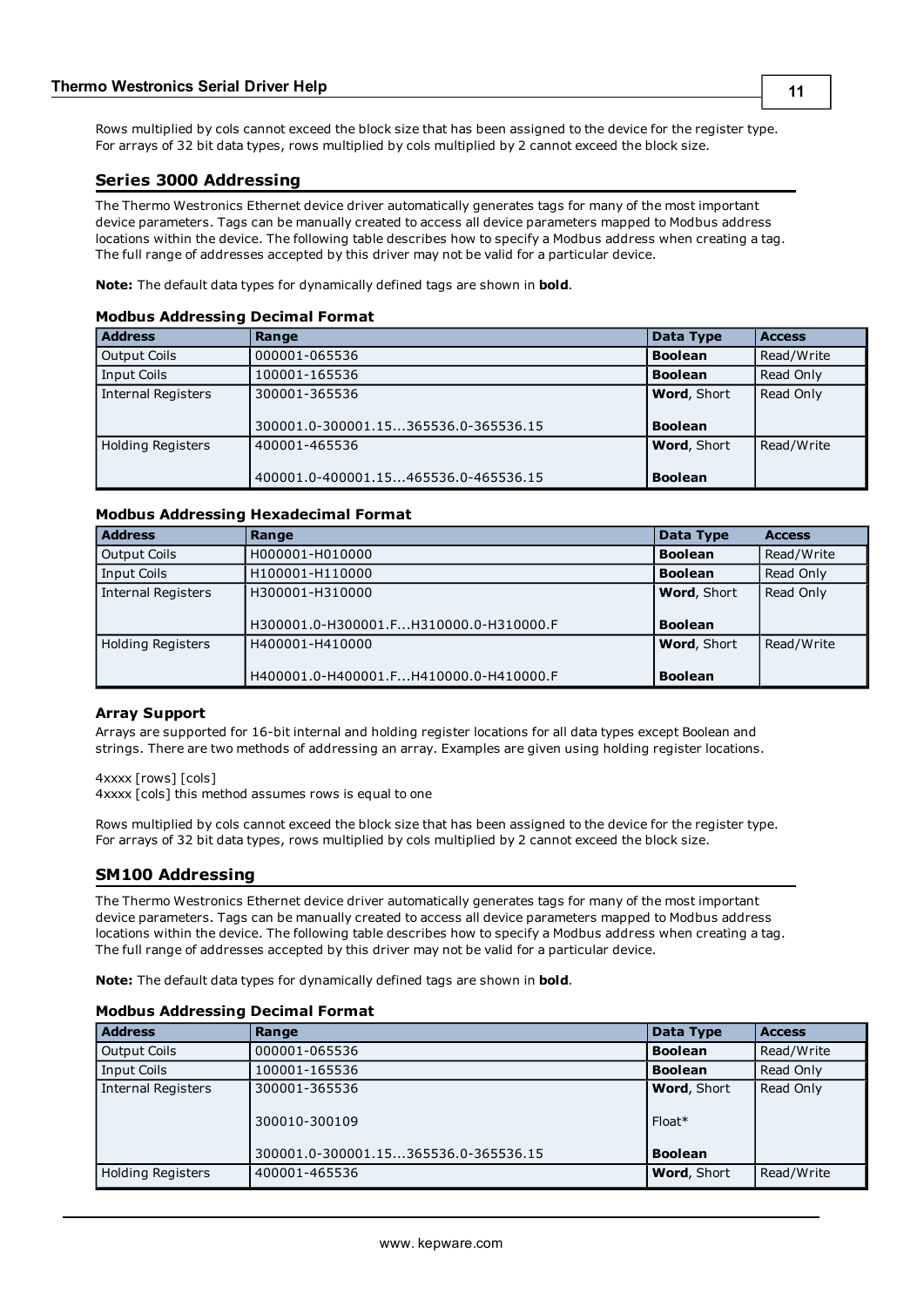Rows multiplied by cols cannot exceed the block size that has been assigned to the device for the register type. For arrays of 32 bit data types, rows multiplied by cols multiplied by 2 cannot exceed the block size.

## Series 3000 Addressing

The Thermo Westronics Ethernet device driver automatically generates tags for many of the most important device parameters. Tags can be manually created to access all device parameters mapped to Modbus address locations within the device. The following table describes how to specify a Modbus address when creating a tag. The full range of addresses accepted by this driver may not be valid for a particular device.

**Note:** The default data types for dynamically defined tags are shown in **bold**.

### Modbus Addressing Decimal Format

| Address | Range | Data Type | Access |
|---|---|---|---|
| Output Coils | 000001-065536 | **Boolean** | Read/Write |
| Input Coils | 100001-165536 | **Boolean** | Read Only |
| Internal Registers | 300001-365536<br><br>300001.0-300001.15...365536.0-365536.15 | **Word**, Short<br><br>**Boolean** | Read Only |
| Holding Registers | 400001-465536<br><br>400001.0-400001.15...465536.0-465536.15 | **Word**, Short<br><br>**Boolean** | Read/Write |

### Modbus Addressing Hexadecimal Format

| Address | Range | Data Type | Access |
|---|---|---|---|
| Output Coils | H000001-H010000 | **Boolean** | Read/Write |
| Input Coils | H100001-H110000 | **Boolean** | Read Only |
| Internal Registers | H300001-H310000<br><br>H300001.0-H300001.F...H310000.0-H310000.F | **Word**, Short<br><br>**Boolean** | Read Only |
| Holding Registers | H400001-H410000<br><br>H400001.0-H400001.F...H410000.0-H410000.F | **Word**, Short<br><br>**Boolean** | Read/Write |

### Array Support

Arrays are supported for 16-bit internal and holding register locations for all data types except Boolean and strings. There are two methods of addressing an array. Examples are given using holding register locations.

4xxxx [rows] [cols]
4xxxx [cols] this method assumes rows is equal to one

Rows multiplied by cols cannot exceed the block size that has been assigned to the device for the register type. For arrays of 32 bit data types, rows multiplied by cols multiplied by 2 cannot exceed the block size.

## SM100 Addressing

The Thermo Westronics Ethernet device driver automatically generates tags for many of the most important device parameters. Tags can be manually created to access all device parameters mapped to Modbus address locations within the device. The following table describes how to specify a Modbus address when creating a tag. The full range of addresses accepted by this driver may not be valid for a particular device.

**Note:** The default data types for dynamically defined tags are shown in **bold**.

### Modbus Addressing Decimal Format

| Address | Range | Data Type | Access |
|---|---|---|---|
| Output Coils | 000001-065536 | **Boolean** | Read/Write |
| Input Coils | 100001-165536 | **Boolean** | Read Only |
| Internal Registers | 300001-365536<br><br>300010-300109<br><br>300001.0-300001.15...365536.0-365536.15 | **Word**, Short<br><br>Float*<br><br>**Boolean** | Read Only |
| Holding Registers | 400001-465536 | **Word**, Short | Read/Write |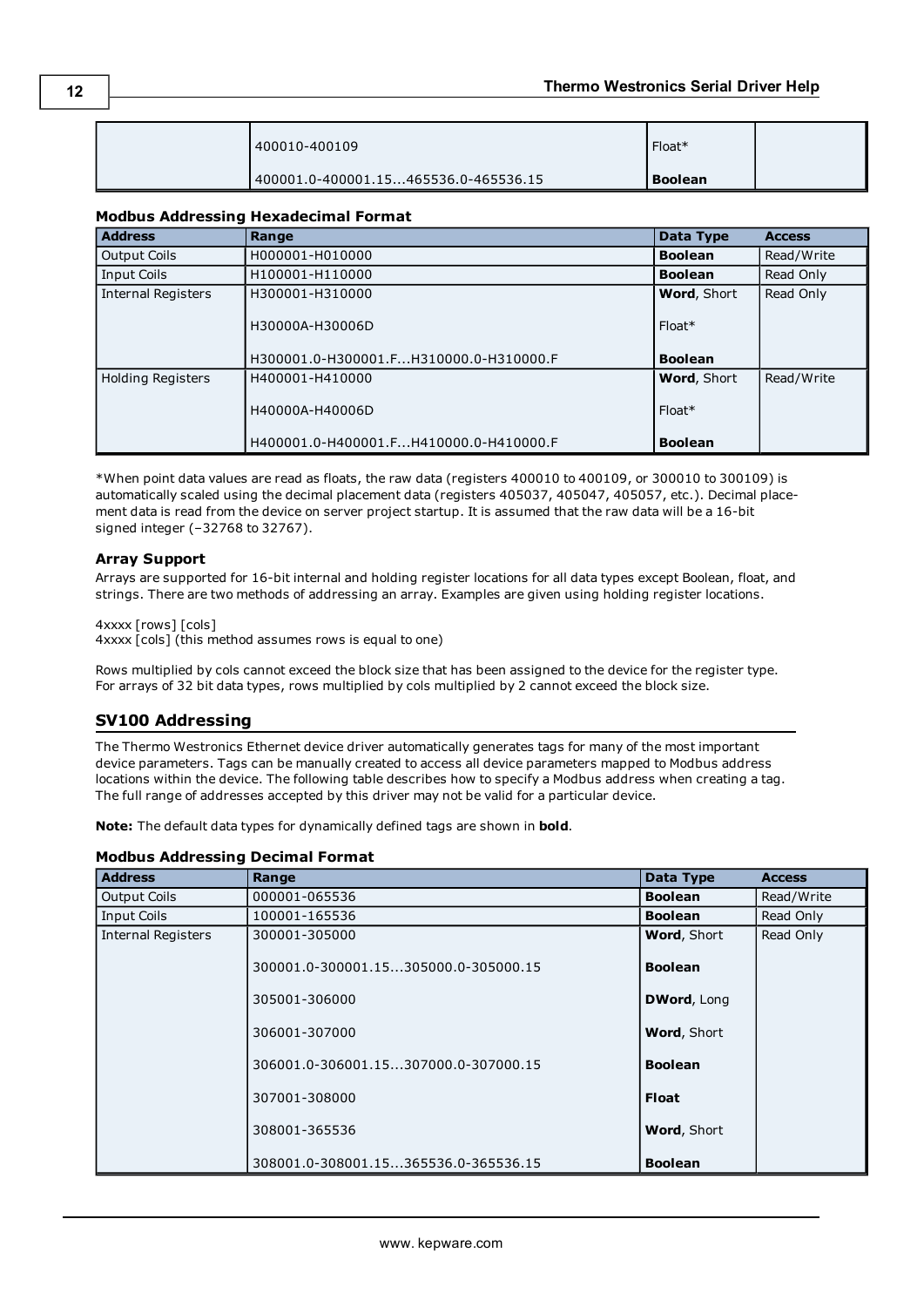| | | | |
|---|---|---|---|
| | 400010-400109 | Float* | |
| | 400001.0-400001.15...465536.0-465536.15 | **Boolean** | |

#### Modbus Addressing Hexadecimal Format

| Address | Range | Data Type | Access |
|---|---|---|---|
| Output Coils | H000001-H010000 | **Boolean** | Read/Write |
| Input Coils | H100001-H110000 | **Boolean** | Read Only |
| Internal Registers | H300001-H310000 | **Word**, Short | Read Only |
| | H30000A-H30006D | Float* | |
| | H300001.0-H300001.F...H310000.0-H310000.F | **Boolean** | |
| Holding Registers | H400001-H410000 | **Word**, Short | Read/Write |
| | H40000A-H40006D | Float* | |
| | H400001.0-H400001.F...H410000.0-H410000.F | **Boolean** | |

*When point data values are read as floats, the raw data (registers 400010 to 400109, or 300010 to 300109) is automatically scaled using the decimal placement data (registers 405037, 405047, 405057, etc.). Decimal placement data is read from the device on server project startup. It is assumed that the raw data will be a 16-bit signed integer (–32768 to 32767).

#### Array Support

Arrays are supported for 16-bit internal and holding register locations for all data types except Boolean, float, and strings. There are two methods of addressing an array. Examples are given using holding register locations.

4xxxx [rows] [cols]
4xxxx [cols] (this method assumes rows is equal to one)

Rows multiplied by cols cannot exceed the block size that has been assigned to the device for the register type. For arrays of 32 bit data types, rows multiplied by cols multiplied by 2 cannot exceed the block size.

### SV100 Addressing

The Thermo Westronics Ethernet device driver automatically generates tags for many of the most important device parameters. Tags can be manually created to access all device parameters mapped to Modbus address locations within the device. The following table describes how to specify a Modbus address when creating a tag. The full range of addresses accepted by this driver may not be valid for a particular device.

**Note:** The default data types for dynamically defined tags are shown in **bold**.

#### Modbus Addressing Decimal Format

| Address | Range | Data Type | Access |
|---|---|---|---|
| Output Coils | 000001-065536 | **Boolean** | Read/Write |
| Input Coils | 100001-165536 | **Boolean** | Read Only |
| Internal Registers | 300001-305000 | **Word**, Short | Read Only |
| | 300001.0-300001.15...305000.0-305000.15 | **Boolean** | |
| | 305001-306000 | **DWord**, Long | |
| | 306001-307000 | **Word**, Short | |
| | 306001.0-306001.15...307000.0-307000.15 | **Boolean** | |
| | 307001-308000 | **Float** | |
| | 308001-365536 | **Word**, Short | |
| | 308001.0-308001.15...365536.0-365536.15 | **Boolean** | |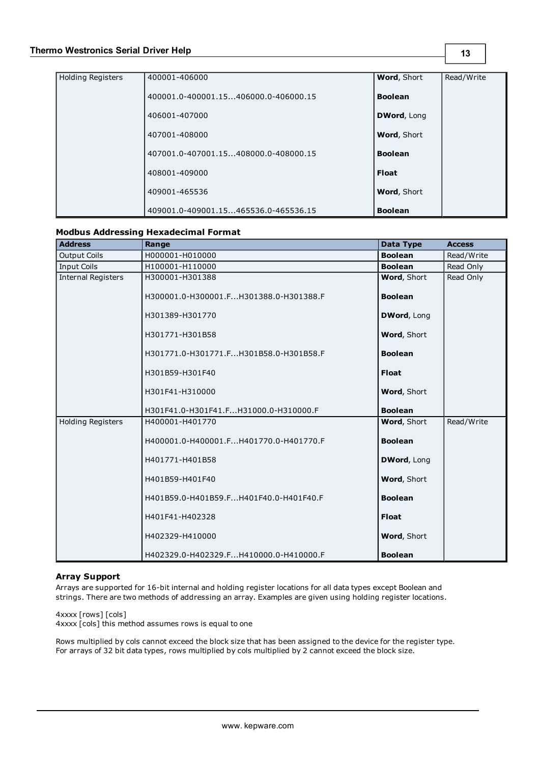| Holding Registers | 400001-406000 | **Word**, Short | Read/Write |
|---|---|---|---|
| | 400001.0-400001.15...406000.0-406000.15 | **Boolean** | |
| | 406001-407000 | **DWord**, Long | |
| | 407001-408000 | **Word**, Short | |
| | 407001.0-407001.15...408000.0-408000.15 | **Boolean** | |
| | 408001-409000 | **Float** | |
| | 409001-465536 | **Word**, Short | |
| | 409001.0-409001.15...465536.0-465536.15 | **Boolean** | |

### Modbus Addressing Hexadecimal Format

| Address | Range | Data Type | Access |
|---|---|---|---|
| Output Coils | H000001-H010000 | **Boolean** | Read/Write |
| Input Coils | H100001-H110000 | **Boolean** | Read Only |
| Internal Registers | H300001-H301388 | **Word**, Short | Read Only |
| | H300001.0-H300001.F...H301388.0-H301388.F | **Boolean** | |
| | H301389-H301770 | **DWord**, Long | |
| | H301771-H301B58 | **Word**, Short | |
| | H301771.0-H301771.F...H301B58.0-H301B58.F | **Boolean** | |
| | H301B59-H301F40 | **Float** | |
| | H301F41-H310000 | **Word**, Short | |
| | H301F41.0-H301F41.F...H31000.0-H310000.F | **Boolean** | |
| Holding Registers | H400001-H401770 | **Word**, Short | Read/Write |
| | H400001.0-H400001.F...H401770.0-H401770.F | **Boolean** | |
| | H401771-H401B58 | **DWord**, Long | |
| | H401B59-H401F40 | **Word**, Short | |
| | H401B59.0-H401B59.F...H401F40.0-H401F40.F | **Boolean** | |
| | H401F41-H402328 | **Float** | |
| | H402329-H410000 | **Word**, Short | |
| | H402329.0-H402329.F...H410000.0-H410000.F | **Boolean** | |

### Array Support

Arrays are supported for 16-bit internal and holding register locations for all data types except Boolean and strings. There are two methods of addressing an array. Examples are given using holding register locations.

4xxxx [rows] [cols]
4xxxx [cols] this method assumes rows is equal to one

Rows multiplied by cols cannot exceed the block size that has been assigned to the device for the register type. For arrays of 32 bit data types, rows multiplied by cols multiplied by 2 cannot exceed the block size.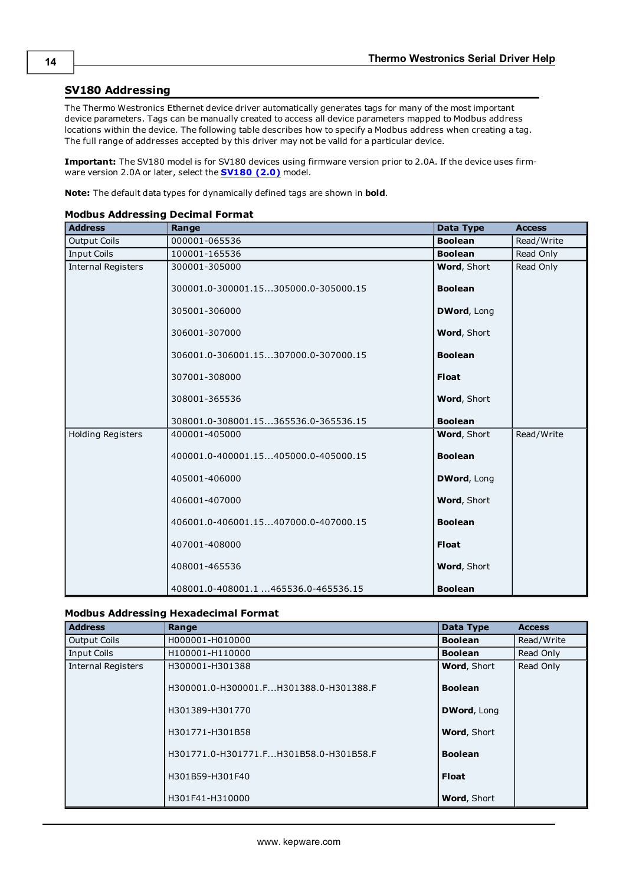## SV180 Addressing

The Thermo Westronics Ethernet device driver automatically generates tags for many of the most important device parameters. Tags can be manually created to access all device parameters mapped to Modbus address locations within the device. The following table describes how to specify a Modbus address when creating a tag. The full range of addresses accepted by this driver may not be valid for a particular device.

**Important:** The SV180 model is for SV180 devices using firmware version prior to 2.0A. If the device uses firmware version 2.0A or later, select the **SV180 (2.0)** model.

**Note:** The default data types for dynamically defined tags are shown in **bold**.

### Modbus Addressing Decimal Format

| Address | Range | Data Type | Access |
|---|---|---|---|
| Output Coils | 000001-065536 | **Boolean** | Read/Write |
| Input Coils | 100001-165536 | **Boolean** | Read Only |
| Internal Registers | 300001-305000 | **Word**, Short | Read Only |
| | 300001.0-300001.15...305000.0-305000.15 | **Boolean** | |
| | 305001-306000 | **DWord**, Long | |
| | 306001-307000 | **Word**, Short | |
| | 306001.0-306001.15...307000.0-307000.15 | **Boolean** | |
| | 307001-308000 | **Float** | |
| | 308001-365536 | **Word**, Short | |
| | 308001.0-308001.15...365536.0-365536.15 | **Boolean** | |
| Holding Registers | 400001-405000 | **Word**, Short | Read/Write |
| | 400001.0-400001.15...405000.0-405000.15 | **Boolean** | |
| | 405001-406000 | **DWord**, Long | |
| | 406001-407000 | **Word**, Short | |
| | 406001.0-406001.15...407000.0-407000.15 | **Boolean** | |
| | 407001-408000 | **Float** | |
| | 408001-465536 | **Word**, Short | |
| | 408001.0-408001.1 ...465536.0-465536.15 | **Boolean** | |

### Modbus Addressing Hexadecimal Format

| Address | Range | Data Type | Access |
|---|---|---|---|
| Output Coils | H000001-H010000 | **Boolean** | Read/Write |
| Input Coils | H100001-H110000 | **Boolean** | Read Only |
| Internal Registers | H300001-H301388 | **Word**, Short | Read Only |
| | H300001.0-H300001.F...H301388.0-H301388.F | **Boolean** | |
| | H301389-H301770 | **DWord**, Long | |
| | H301771-H301B58 | **Word**, Short | |
| | H301771.0-H301771.F...H301B58.0-H301B58.F | **Boolean** | |
| | H301B59-H301F40 | **Float** | |
| | H301F41-H310000 | **Word**, Short | |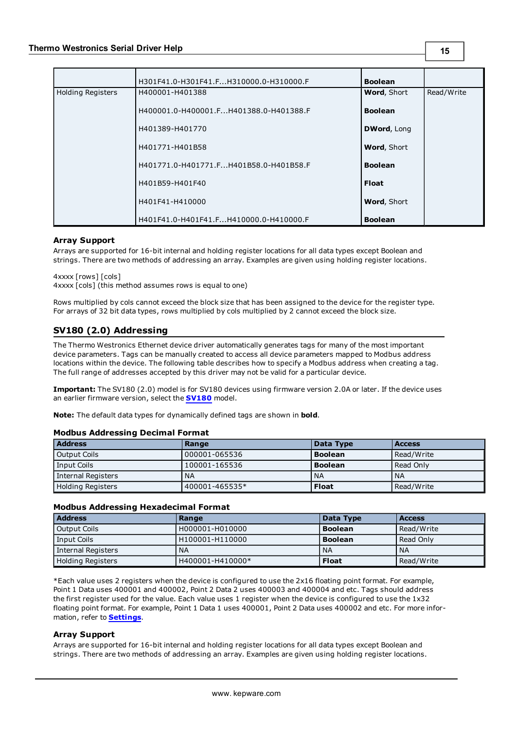| | | | |
|---|---|---|---|
| | H301F41.0-H301F41.F...H310000.0-H310000.F | **Boolean** | |
| Holding Registers | H400001-H401388 | **Word**, Short | Read/Write |
| | H400001.0-H400001.F...H401388.0-H401388.F | **Boolean** | |
| | H401389-H401770 | **DWord**, Long | |
| | H401771-H401B58 | **Word**, Short | |
| | H401771.0-H401771.F...H401B58.0-H401B58.F | **Boolean** | |
| | H401B59-H401F40 | **Float** | |
| | H401F41-H410000 | **Word**, Short | |
| | H401F41.0-H401F41.F...H410000.0-H410000.F | **Boolean** | |

### Array Support

Arrays are supported for 16-bit internal and holding register locations for all data types except Boolean and strings. There are two methods of addressing an array. Examples are given using holding register locations.

4xxxx [rows] [cols]
4xxxx [cols] (this method assumes rows is equal to one)

Rows multiplied by cols cannot exceed the block size that has been assigned to the device for the register type. For arrays of 32 bit data types, rows multiplied by cols multiplied by 2 cannot exceed the block size.

## SV180 (2.0) Addressing

The Thermo Westronics Ethernet device driver automatically generates tags for many of the most important device parameters. Tags can be manually created to access all device parameters mapped to Modbus address locations within the device. The following table describes how to specify a Modbus address when creating a tag. The full range of addresses accepted by this driver may not be valid for a particular device.

**Important:** The SV180 (2.0) model is for SV180 devices using firmware version 2.0A or later. If the device uses an earlier firmware version, select the **SV180** model.

**Note:** The default data types for dynamically defined tags are shown in **bold**.

### Modbus Addressing Decimal Format

| Address | Range | Data Type | Access |
|---|---|---|---|
| Output Coils | 000001-065536 | **Boolean** | Read/Write |
| Input Coils | 100001-165536 | **Boolean** | Read Only |
| Internal Registers | NA | NA | NA |
| Holding Registers | 400001-465535* | **Float** | Read/Write |

### Modbus Addressing Hexadecimal Format

| Address | Range | Data Type | Access |
|---|---|---|---|
| Output Coils | H000001-H010000 | **Boolean** | Read/Write |
| Input Coils | H100001-H110000 | **Boolean** | Read Only |
| Internal Registers | NA | NA | NA |
| Holding Registers | H400001-H410000* | **Float** | Read/Write |

*Each value uses 2 registers when the device is configured to use the 2x16 floating point format. For example, Point 1 Data uses 400001 and 400002, Point 2 Data 2 uses 400003 and 400004 and etc. Tags should address the first register used for the value. Each value uses 1 register when the device is configured to use the 1x32 floating point format. For example, Point 1 Data 1 uses 400001, Point 2 Data uses 400002 and etc. For more information, refer to **Settings**.

### Array Support

Arrays are supported for 16-bit internal and holding register locations for all data types except Boolean and strings. There are two methods of addressing an array. Examples are given using holding register locations.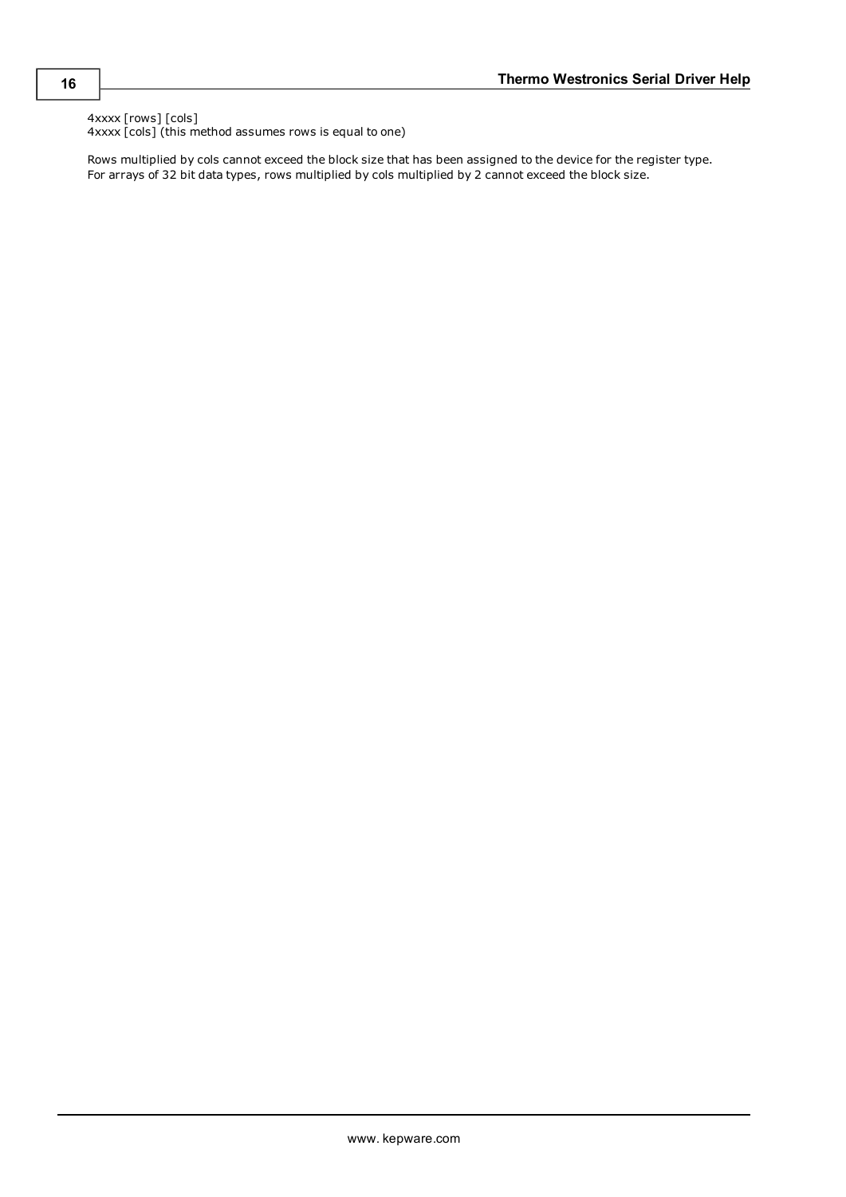4xxxx [rows] [cols]
4xxxx [cols] (this method assumes rows is equal to one)

Rows multiplied by cols cannot exceed the block size that has been assigned to the device for the register type. For arrays of 32 bit data types, rows multiplied by cols multiplied by 2 cannot exceed the block size.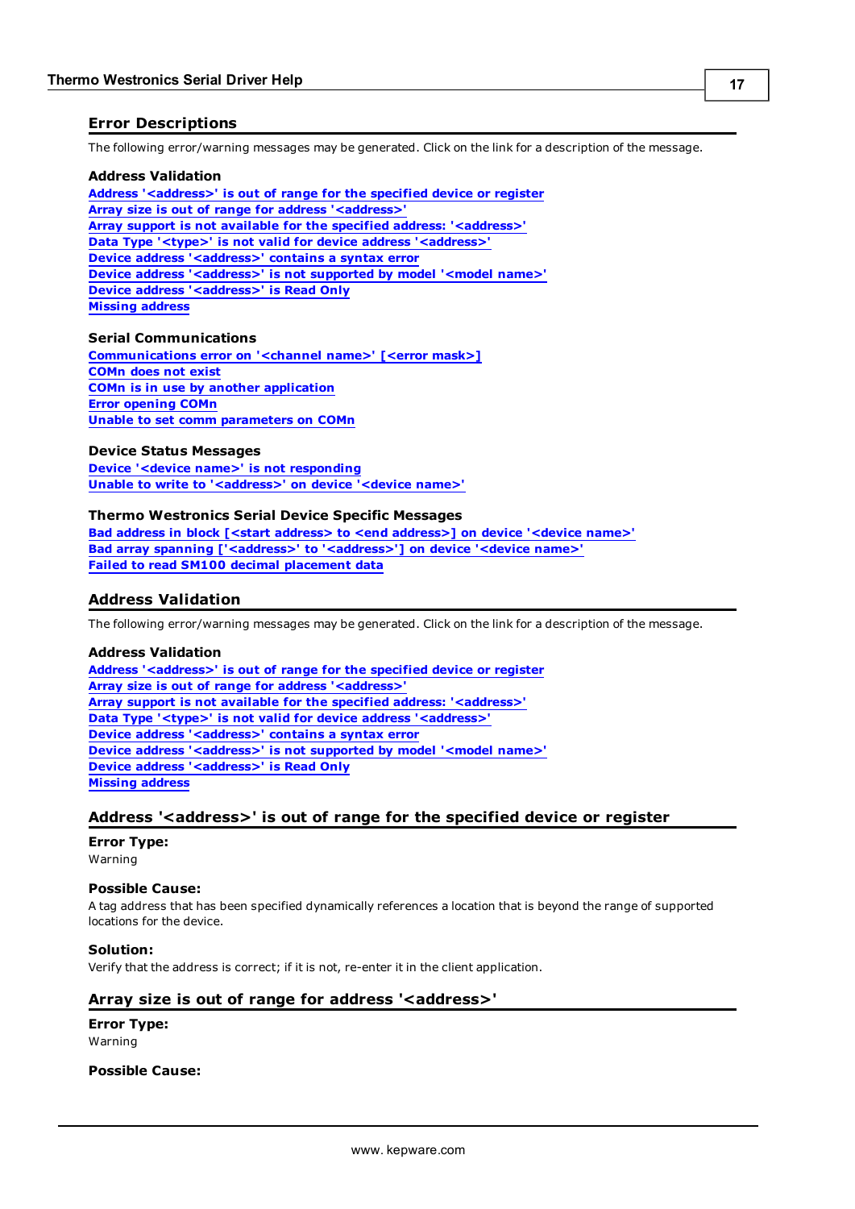## Error Descriptions

The following error/warning messages may be generated. Click on the link for a description of the message.

### Address Validation

Address '<address>' is out of range for the specified device or register
Array size is out of range for address '<address>'
Array support is not available for the specified address: '<address>'
Data Type '<type>' is not valid for device address '<address>'
Device address '<address>' contains a syntax error
Device address '<address>' is not supported by model '<model name>'
Device address '<address>' is Read Only
Missing address

### Serial Communications

Communications error on '<channel name>' [<error mask>]
COMn does not exist
COMn is in use by another application
Error opening COMn
Unable to set comm parameters on COMn

### Device Status Messages

Device '<device name>' is not responding
Unable to write to '<address>' on device '<device name>'

### Thermo Westronics Serial Device Specific Messages

Bad address in block [<start address> to <end address>] on device '<device name>'
Bad array spanning ['<address>' to '<address>'] on device '<device name>'
Failed to read SM100 decimal placement data

## Address Validation

The following error/warning messages may be generated. Click on the link for a description of the message.

### Address Validation

Address '<address>' is out of range for the specified device or register
Array size is out of range for address '<address>'
Array support is not available for the specified address: '<address>'
Data Type '<type>' is not valid for device address '<address>'
Device address '<address>' contains a syntax error
Device address '<address>' is not supported by model '<model name>'
Device address '<address>' is Read Only
Missing address

## Address '<address>' is out of range for the specified device or register

**Error Type:**
Warning

**Possible Cause:**
A tag address that has been specified dynamically references a location that is beyond the range of supported locations for the device.

**Solution:**
Verify that the address is correct; if it is not, re-enter it in the client application.

## Array size is out of range for address '<address>'

**Error Type:**
Warning

**Possible Cause:**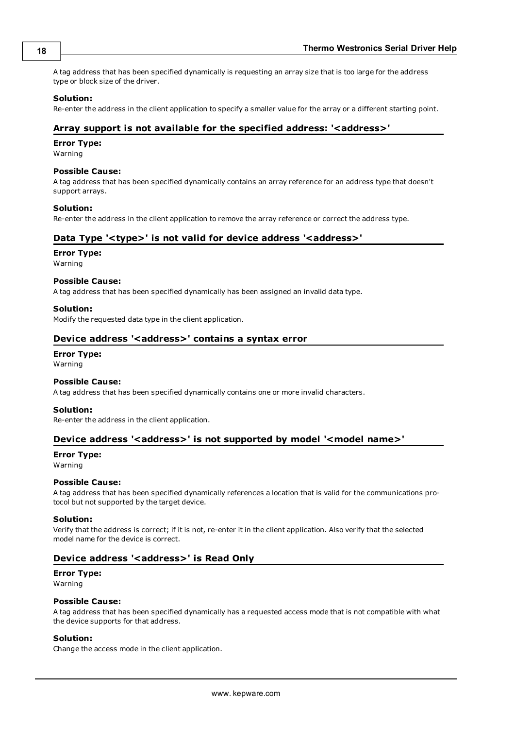A tag address that has been specified dynamically is requesting an array size that is too large for the address type or block size of the driver.

**Solution:**
Re-enter the address in the client application to specify a smaller value for the array or a different starting point.

### Array support is not available for the specified address: '<address>'

**Error Type:**
Warning

**Possible Cause:**
A tag address that has been specified dynamically contains an array reference for an address type that doesn't support arrays.

**Solution:**
Re-enter the address in the client application to remove the array reference or correct the address type.

### Data Type '<type>' is not valid for device address '<address>'

**Error Type:**
Warning

**Possible Cause:**
A tag address that has been specified dynamically has been assigned an invalid data type.

**Solution:**
Modify the requested data type in the client application.

### Device address '<address>' contains a syntax error

**Error Type:**
Warning

**Possible Cause:**
A tag address that has been specified dynamically contains one or more invalid characters.

**Solution:**
Re-enter the address in the client application.

### Device address '<address>' is not supported by model '<model name>'

**Error Type:**
Warning

**Possible Cause:**
A tag address that has been specified dynamically references a location that is valid for the communications protocol but not supported by the target device.

**Solution:**
Verify that the address is correct; if it is not, re-enter it in the client application. Also verify that the selected model name for the device is correct.

### Device address '<address>' is Read Only

**Error Type:**
Warning

**Possible Cause:**
A tag address that has been specified dynamically has a requested access mode that is not compatible with what the device supports for that address.

**Solution:**
Change the access mode in the client application.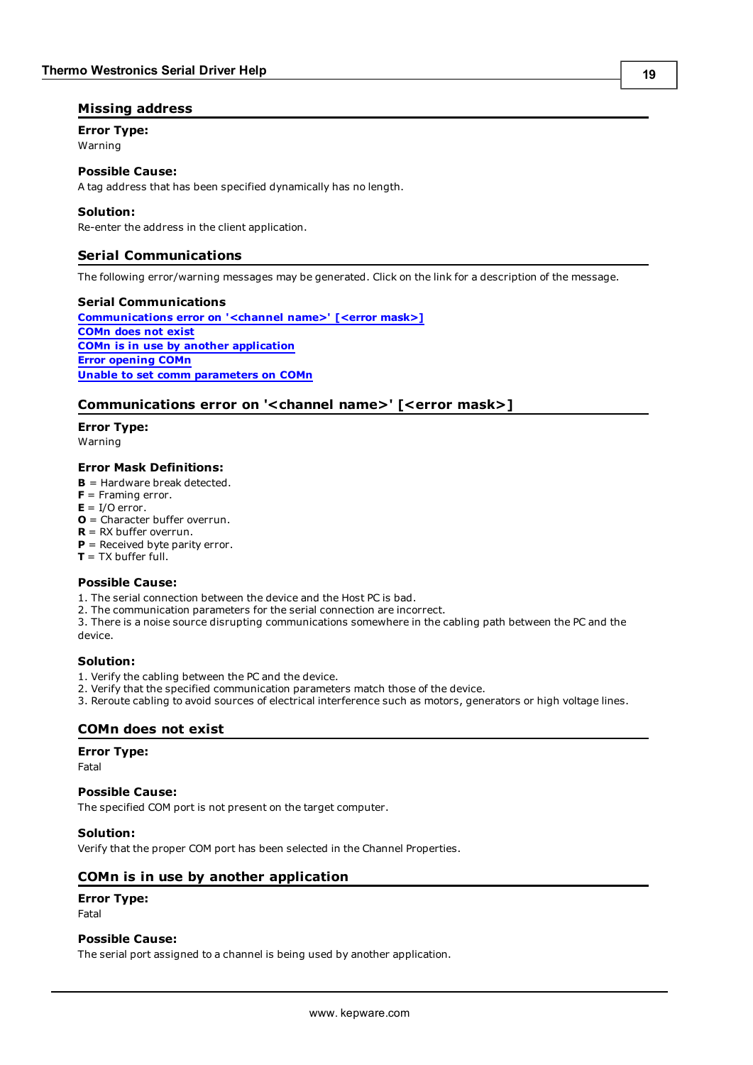## Missing address

**Error Type:**
Warning

**Possible Cause:**
A tag address that has been specified dynamically has no length.

**Solution:**
Re-enter the address in the client application.

## Serial Communications

The following error/warning messages may be generated. Click on the link for a description of the message.

**Serial Communications**
**Communications error on '<channel name>' [<error mask>]**
**COMn does not exist**
**COMn is in use by another application**
**Error opening COMn**
**Unable to set comm parameters on COMn**

## Communications error on '<channel name>' [<error mask>]

**Error Type:**
Warning

**Error Mask Definitions:**
**B** = Hardware break detected.
**F** = Framing error.
**E** = I/O error.
**O** = Character buffer overrun.
**R** = RX buffer overrun.
**P** = Received byte parity error.
**T** = TX buffer full.

**Possible Cause:**
1. The serial connection between the device and the Host PC is bad.
2. The communication parameters for the serial connection are incorrect.
3. There is a noise source disrupting communications somewhere in the cabling path between the PC and the device.

**Solution:**
1. Verify the cabling between the PC and the device.
2. Verify that the specified communication parameters match those of the device.
3. Reroute cabling to avoid sources of electrical interference such as motors, generators or high voltage lines.

## COMn does not exist

**Error Type:**
Fatal

**Possible Cause:**
The specified COM port is not present on the target computer.

**Solution:**
Verify that the proper COM port has been selected in the Channel Properties.

## COMn is in use by another application

**Error Type:**
Fatal

**Possible Cause:**
The serial port assigned to a channel is being used by another application.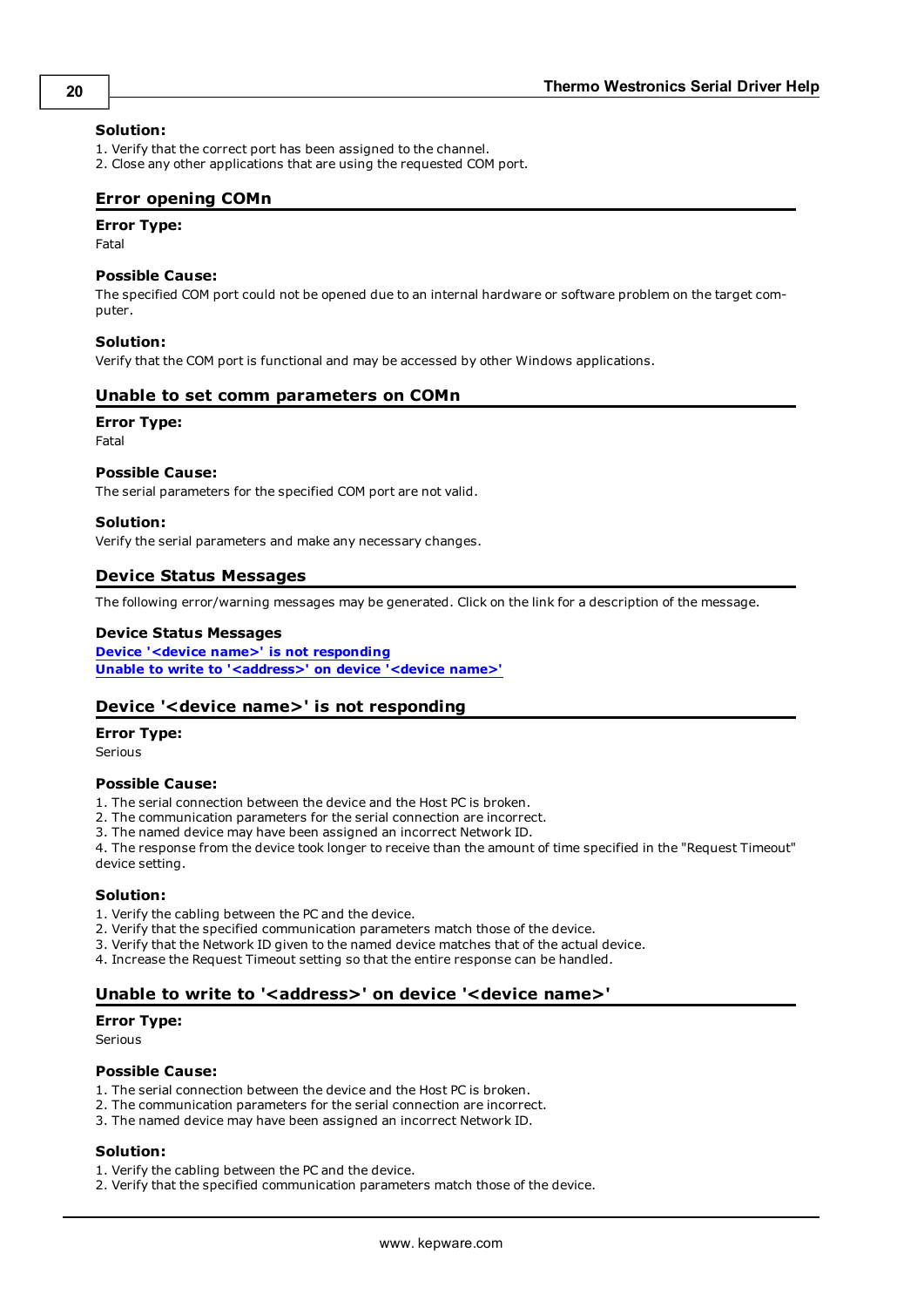**Solution:**
1. Verify that the correct port has been assigned to the channel.
2. Close any other applications that are using the requested COM port.

## Error opening COMn

**Error Type:**
Fatal

**Possible Cause:**
The specified COM port could not be opened due to an internal hardware or software problem on the target computer.

**Solution:**
Verify that the COM port is functional and may be accessed by other Windows applications.

## Unable to set comm parameters on COMn

**Error Type:**
Fatal

**Possible Cause:**
The serial parameters for the specified COM port are not valid.

**Solution:**
Verify the serial parameters and make any necessary changes.

## Device Status Messages

The following error/warning messages may be generated. Click on the link for a description of the message.

**Device Status Messages**
**Device '<device name>' is not responding**
**Unable to write to '<address>' on device '<device name>'**

## Device '<device name>' is not responding

**Error Type:**
Serious

**Possible Cause:**
1. The serial connection between the device and the Host PC is broken.
2. The communication parameters for the serial connection are incorrect.
3. The named device may have been assigned an incorrect Network ID.
4. The response from the device took longer to receive than the amount of time specified in the "Request Timeout" device setting.

**Solution:**
1. Verify the cabling between the PC and the device.
2. Verify that the specified communication parameters match those of the device.
3. Verify that the Network ID given to the named device matches that of the actual device.
4. Increase the Request Timeout setting so that the entire response can be handled.

## Unable to write to '<address>' on device '<device name>'

**Error Type:**
Serious

**Possible Cause:**
1. The serial connection between the device and the Host PC is broken.
2. The communication parameters for the serial connection are incorrect.
3. The named device may have been assigned an incorrect Network ID.

**Solution:**
1. Verify the cabling between the PC and the device.
2. Verify that the specified communication parameters match those of the device.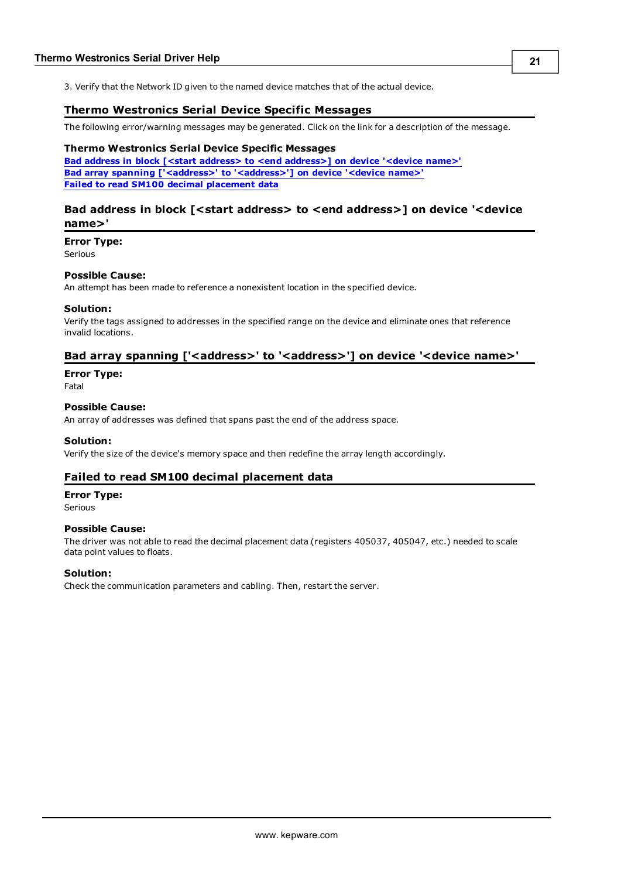3. Verify that the Network ID given to the named device matches that of the actual device.

## Thermo Westronics Serial Device Specific Messages

The following error/warning messages may be generated. Click on the link for a description of the message.

**Thermo Westronics Serial Device Specific Messages**
**Bad address in block [<start address> to <end address>] on device '<device name>'**
**Bad array spanning ['<address>' to '<address>'] on device '<device name>'**
**Failed to read SM100 decimal placement data**

## Bad address in block [<start address> to <end address>] on device '<device name>'

**Error Type:**
Serious

**Possible Cause:**
An attempt has been made to reference a nonexistent location in the specified device.

**Solution:**
Verify the tags assigned to addresses in the specified range on the device and eliminate ones that reference invalid locations.

## Bad array spanning ['<address>' to '<address>'] on device '<device name>'

**Error Type:**
Fatal

**Possible Cause:**
An array of addresses was defined that spans past the end of the address space.

**Solution:**
Verify the size of the device's memory space and then redefine the array length accordingly.

## Failed to read SM100 decimal placement data

**Error Type:**
Serious

**Possible Cause:**
The driver was not able to read the decimal placement data (registers 405037, 405047, etc.) needed to scale data point values to floats.

**Solution:**
Check the communication parameters and cabling. Then, restart the server.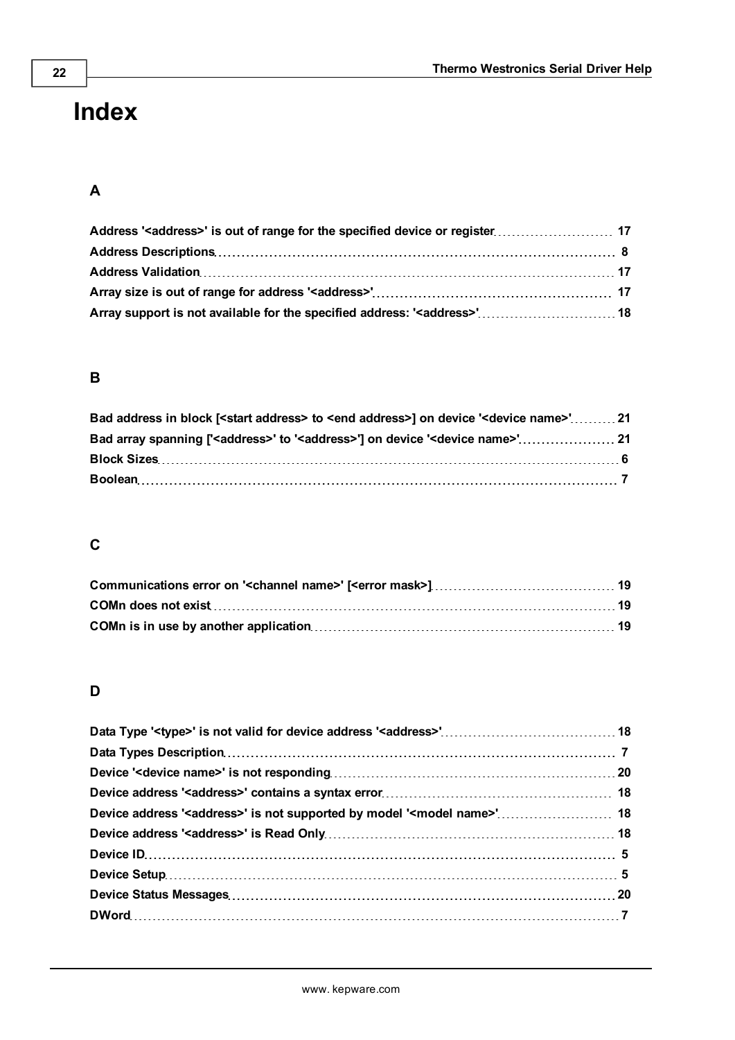# Index

## A

Address '<address>' is out of range for the specified device or register 17
Address Descriptions 8
Address Validation 17
Array size is out of range for address '<address>' 17
Array support is not available for the specified address: '<address>' 18

## B

Bad address in block [<start address> to <end address>] on device '<device name>' 21
Bad array spanning ['<address>' to '<address>'] on device '<device name>' 21
Block Sizes 6
Boolean 7

## C

Communications error on '<channel name>' [<error mask>] 19
COMn does not exist 19
COMn is in use by another application 19

## D

Data Type '<type>' is not valid for device address '<address>' 18
Data Types Description 7
Device '<device name>' is not responding 20
Device address '<address>' contains a syntax error 18
Device address '<address>' is not supported by model '<model name>' 18
Device address '<address>' is Read Only 18
Device ID 5
Device Setup 5
Device Status Messages 20
DWord 7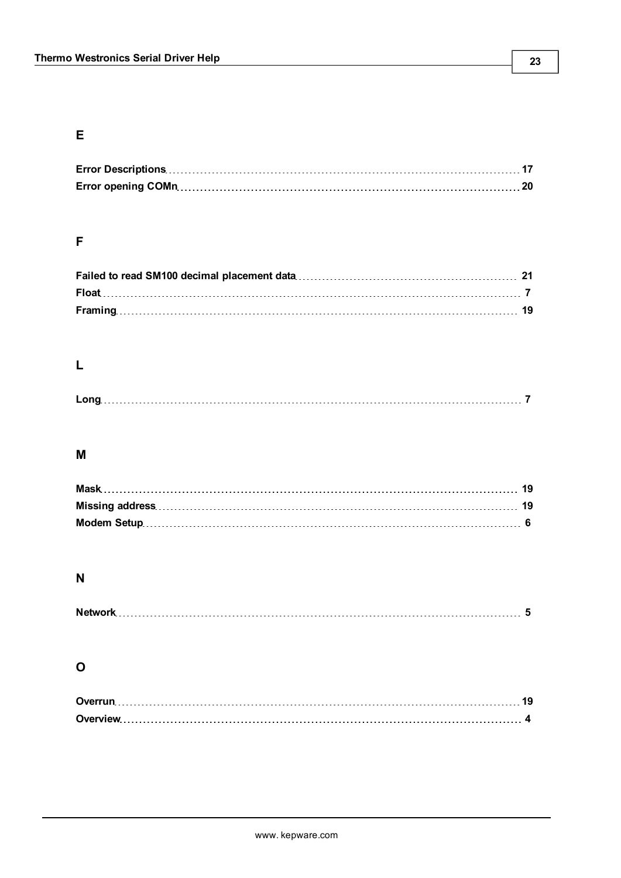## E

**Error Descriptions** 17
**Error opening COMn** 20

## F

**Failed to read SM100 decimal placement data** 21
**Float** 7
**Framing** 19

## L

**Long** 7

## M

**Mask** 19
**Missing address** 19
**Modem Setup** 6

## N

**Network** 5

## O

**Overrun** 19
**Overview** 4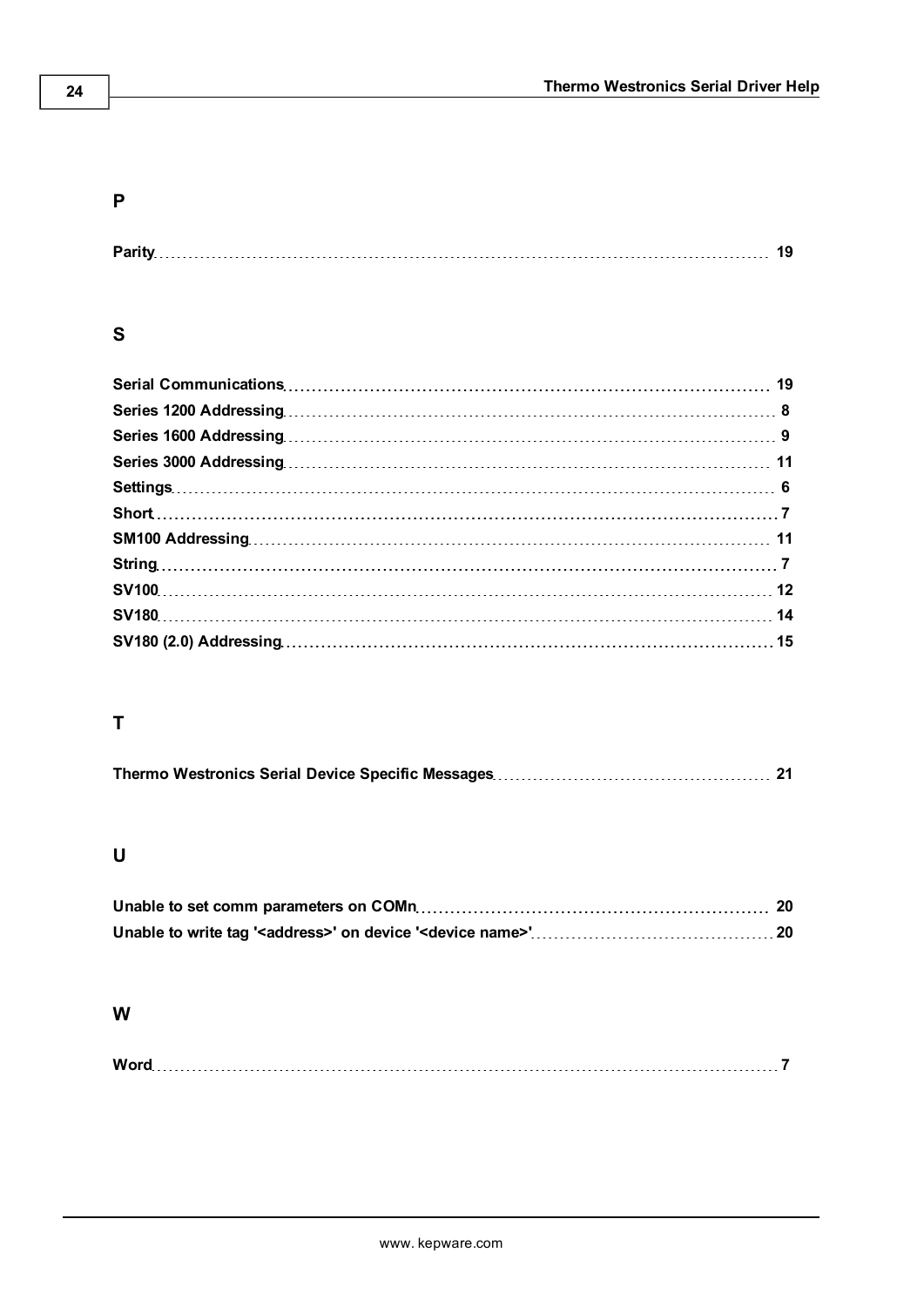## P

**Parity** 19

## S

**Serial Communications** 19
**Series 1200 Addressing** 8
**Series 1600 Addressing** 9
**Series 3000 Addressing** 11
**Settings** 6
**Short** 7
**SM100 Addressing** 11
**String** 7
**SV100** 12
**SV180** 14
**SV180 (2.0) Addressing** 15

## T

**Thermo Westronics Serial Device Specific Messages** 21

## U

**Unable to set comm parameters on COMn** 20
**Unable to write tag '<address>' on device '<device name>'** 20

## W

**Word** 7